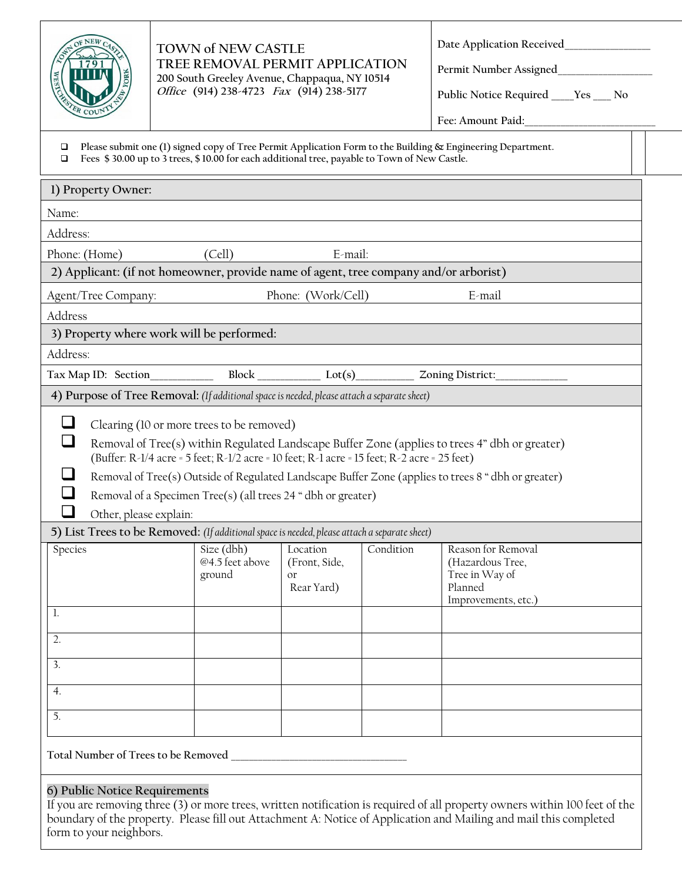# TOWN of NEW CASTLE
## TREE REMOVAL PERMIT APPLICATION

200 South Greeley Avenue, Chappaqua, NY 10514
*Office* (914) 238-4723 *Fax* (914) 238-5177

Date Application Received_______________

Permit Number Assigned________________

Public Notice Required ____Yes ___ No

Fee: Amount Paid:_______________________

- ❑ Please submit one (1) signed copy of Tree Permit Application Form to the Building & Engineering Department.
- ❑ Fees $ 30.00 up to 3 trees, $ 10.00 for each additional tree, payable to Town of New Castle.

### 1) Property Owner:

Name:

Address:

Phone: (Home) (Cell) E-mail:

### 2) Applicant: (if not homeowner, provide name of agent, tree company and/or arborist)

Agent/Tree Company: Phone: (Work/Cell) E-mail

Address

### 3) Property where work will be performed:

Address:

Tax Map ID: Section___________ Block ___________ Lot(s)__________ Zoning District:_____________

### 4) Purpose of Tree Removal: *(If additional space is needed, please attach a separate sheet)*

- ❑ Clearing (10 or more trees to be removed)
- ❑ Removal of Tree(s) within Regulated Landscape Buffer Zone (applies to trees 4" dbh or greater)
  (Buffer: R-1/4 acre = 5 feet; R-1/2 acre = 10 feet; R-1 acre = 15 feet; R-2 acre = 25 feet)
- ❑ Removal of Tree(s) Outside of Regulated Landscape Buffer Zone (applies to trees 8 " dbh or greater)
- ❑ Removal of a Specimen Tree(s) (all trees 24 " dbh or greater)
- ❑ Other, please explain:

### 5) List Trees to be Removed: *(If additional space is needed, please attach a separate sheet)*

| Species | Size (dbh) @4.5 feet above ground | Location (Front, Side, or Rear Yard) | Condition | Reason for Removal (Hazardous Tree, Tree in Way of Planned Improvements, etc.) |
|---|---|---|---|---|
| 1. | | | | |
| 2. | | | | |
| 3. | | | | |
| 4. | | | | |
| 5. | | | | |

Total Number of Trees to be Removed ________________________________

### 6) Public Notice Requirements

If you are removing three (3) or more trees, written notification is required of all property owners within 100 feet of the boundary of the property. Please fill out Attachment A: Notice of Application and Mailing and mail this completed form to your neighbors.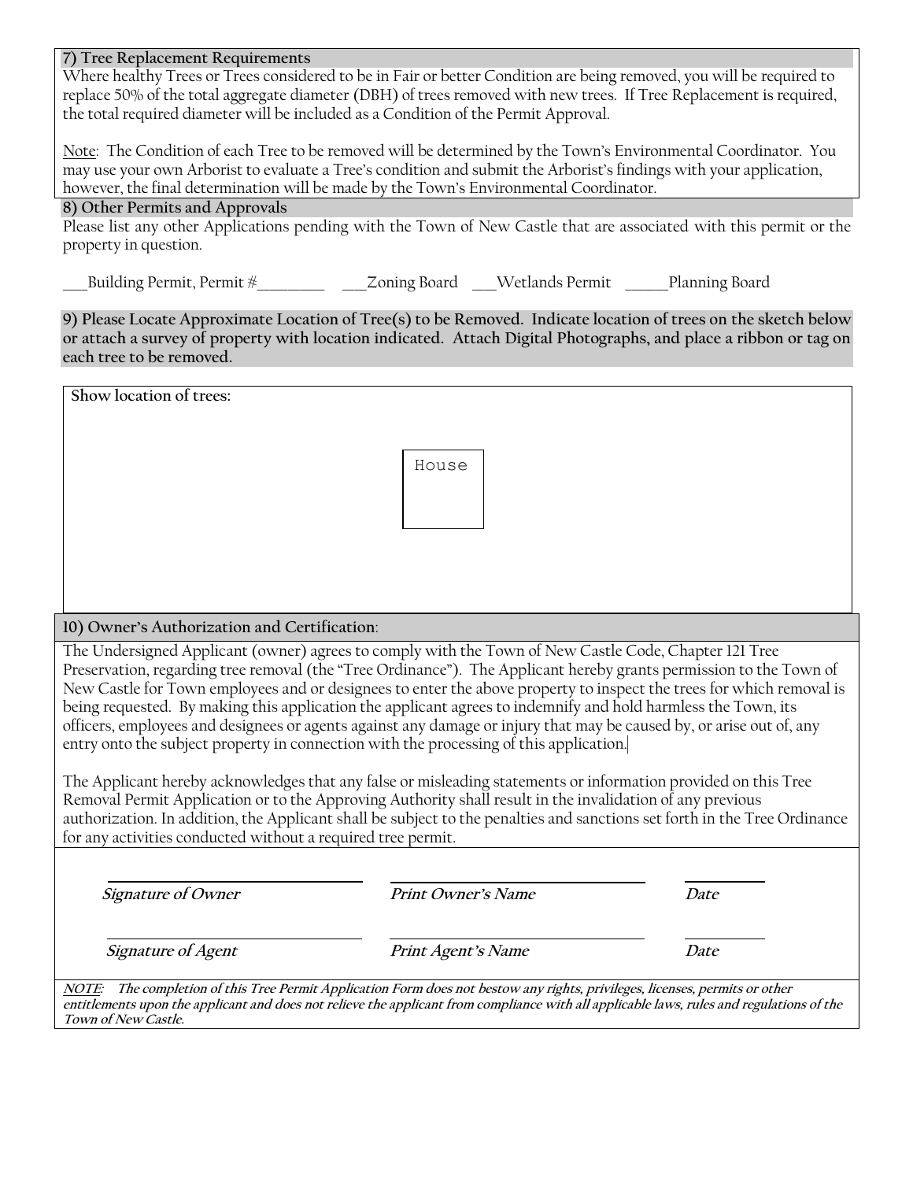### 7) Tree Replacement Requirements

Where healthy Trees or Trees considered to be in Fair or better Condition are being removed, you will be required to replace 50% of the total aggregate diameter (DBH) of trees removed with new trees. If Tree Replacement is required, the total required diameter will be included as a Condition of the Permit Approval.

Note: The Condition of each Tree to be removed will be determined by the Town's Environmental Coordinator. You may use your own Arborist to evaluate a Tree's condition and submit the Arborist's findings with your application, however, the final determination will be made by the Town's Environmental Coordinator.

### 8) Other Permits and Approvals

Please list any other Applications pending with the Town of New Castle that are associated with this permit or the property in question.

___Building Permit, Permit #_________ ___Zoning Board ___Wetlands Permit _____Planning Board

### 9) Please Locate Approximate Location of Tree(s) to be Removed. Indicate location of trees on the sketch below or attach a survey of property with location indicated. Attach Digital Photographs, and place a ribbon or tag on each tree to be removed.

**Show location of trees:**

House

### 10) Owner's Authorization and Certification:

The Undersigned Applicant (owner) agrees to comply with the Town of New Castle Code, Chapter 121 Tree Preservation, regarding tree removal (the "Tree Ordinance"). The Applicant hereby grants permission to the Town of New Castle for Town employees and or designees to enter the above property to inspect the trees for which removal is being requested. By making this application the applicant agrees to indemnify and hold harmless the Town, its officers, employees and designees or agents against any damage or injury that may be caused by, or arise out of, any entry onto the subject property in connection with the processing of this application.

The Applicant hereby acknowledges that any false or misleading statements or information provided on this Tree Removal Permit Application or to the Approving Authority shall result in the invalidation of any previous authorization. In addition, the Applicant shall be subject to the penalties and sanctions set forth in the Tree Ordinance for any activities conducted without a required tree permit.

| ______________________ | ______________________ | __________ |
|---|---|---|
| ***Signature of Owner*** | ***Print Owner's Name*** | ***Date*** |
| ______________________ | ______________________ | __________ |
| ***Signature of Agent*** | ***Print Agent's Name*** | ***Date*** |

***NOTE*: The completion of this Tree Permit Application Form does not bestow any rights, privileges, licenses, permits or other entitlements upon the applicant and does not relieve the applicant from compliance with all applicable laws, rules and regulations of the Town of New Castle.**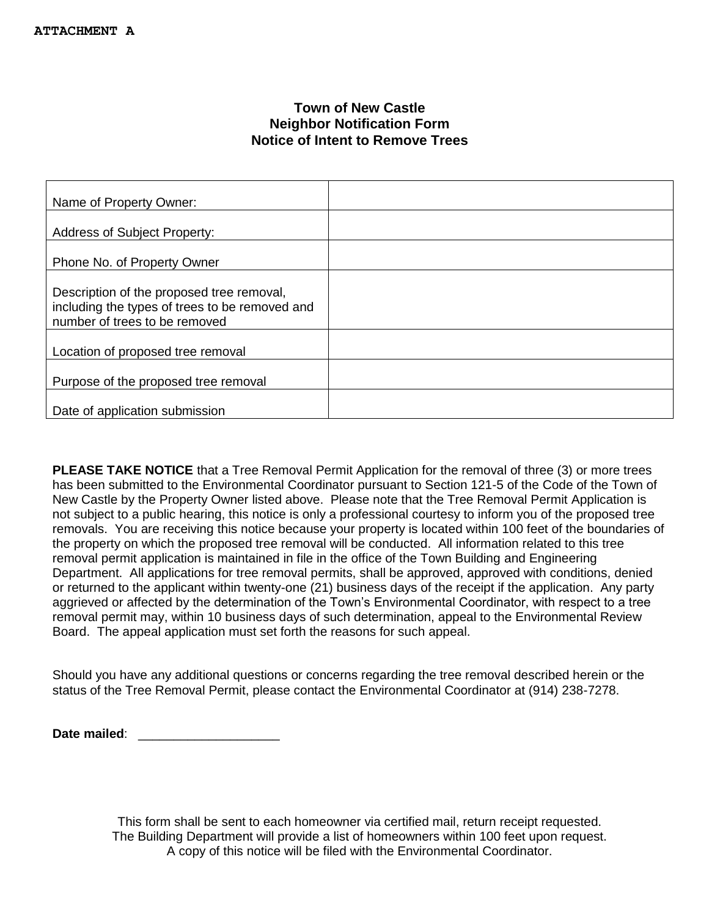**ATTACHMENT A**

# Town of New Castle
## Neighbor Notification Form
## Notice of Intent to Remove Trees

| | |
|---|---|
| Name of Property Owner: | |
| Address of Subject Property: | |
| Phone No. of Property Owner | |
| Description of the proposed tree removal, including the types of trees to be removed and number of trees to be removed | |
| Location of proposed tree removal | |
| Purpose of the proposed tree removal | |
| Date of application submission | |

**PLEASE TAKE NOTICE** that a Tree Removal Permit Application for the removal of three (3) or more trees has been submitted to the Environmental Coordinator pursuant to Section 121-5 of the Code of the Town of New Castle by the Property Owner listed above. Please note that the Tree Removal Permit Application is not subject to a public hearing, this notice is only a professional courtesy to inform you of the proposed tree removals. You are receiving this notice because your property is located within 100 feet of the boundaries of the property on which the proposed tree removal will be conducted. All information related to this tree removal permit application is maintained in file in the office of the Town Building and Engineering Department. All applications for tree removal permits, shall be approved, approved with conditions, denied or returned to the applicant within twenty-one (21) business days of the receipt if the application. Any party aggrieved or affected by the determination of the Town's Environmental Coordinator, with respect to a tree removal permit may, within 10 business days of such determination, appeal to the Environmental Review Board. The appeal application must set forth the reasons for such appeal.

Should you have any additional questions or concerns regarding the tree removal described herein or the status of the Tree Removal Permit, please contact the Environmental Coordinator at (914) 238-7278.

**Date mailed**: ____________________

This form shall be sent to each homeowner via certified mail, return receipt requested.
The Building Department will provide a list of homeowners within 100 feet upon request.
A copy of this notice will be filed with the Environmental Coordinator.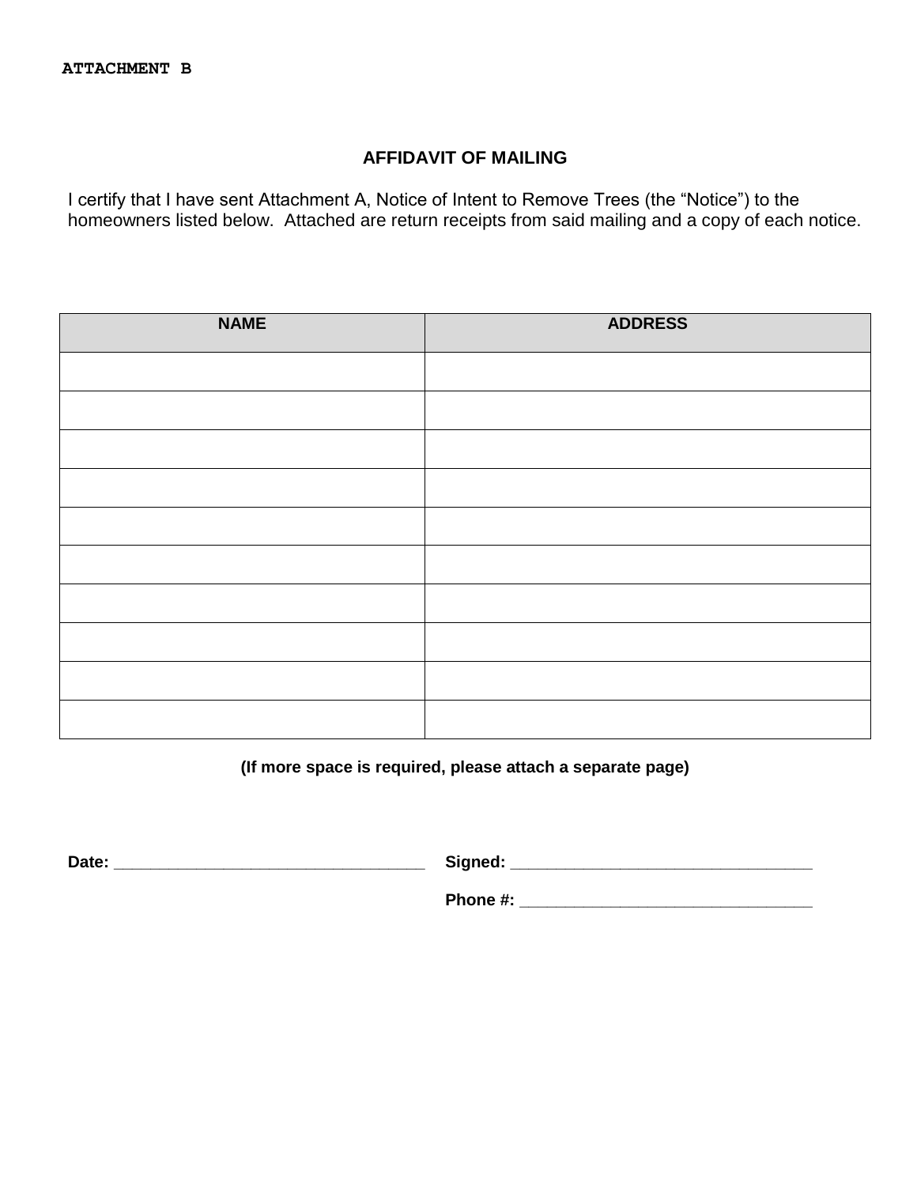**ATTACHMENT B**

## AFFIDAVIT OF MAILING

I certify that I have sent Attachment A, Notice of Intent to Remove Trees (the "Notice") to the homeowners listed below. Attached are return receipts from said mailing and a copy of each notice.

| NAME | ADDRESS |
|---|---|
| | |
| | |
| | |
| | |
| | |
| | |
| | |
| | |
| | |
| | |

**(If more space is required, please attach a separate page)**

**Date:** ___________________________________ **Signed:** _________________________________

**Phone #:** _______________________________